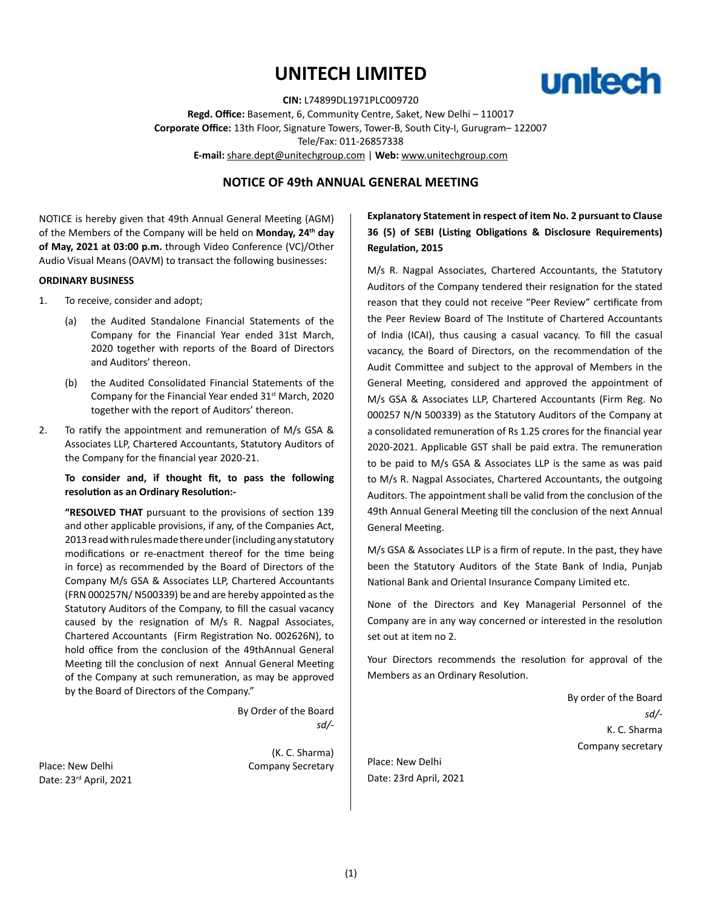# UNITECH LIMITED

**CIN:** L74899DL1971PLC009720

**Regd. Office:** Basement, 6, Community Centre, Saket, New Delhi – 110017

**Corporate Office:** 13th Floor, Signature Towers, Tower-B, South City-I, Gurugram– 122007

Tele/Fax: 011-26857338

**E-mail:** share.dept@unitechgroup.com | **Web:** www.unitechgroup.com

## NOTICE OF 49th ANNUAL GENERAL MEETING

NOTICE is hereby given that 49th Annual General Meeting (AGM) of the Members of the Company will be held on **Monday, 24th day of May, 2021 at 03:00 p.m.** through Video Conference (VC)/Other Audio Visual Means (OAVM) to transact the following businesses:

**ORDINARY BUSINESS**

1. To receive, consider and adopt;

   (a) the Audited Standalone Financial Statements of the Company for the Financial Year ended 31st March, 2020 together with reports of the Board of Directors and Auditors' thereon.

   (b) the Audited Consolidated Financial Statements of the Company for the Financial Year ended 31st March, 2020 together with the report of Auditors' thereon.

2. To ratify the appointment and remuneration of M/s GSA & Associates LLP, Chartered Accountants, Statutory Auditors of the Company for the financial year 2020-21.

   **To consider and, if thought fit, to pass the following resolution as an Ordinary Resolution:-**

   **"RESOLVED THAT** pursuant to the provisions of section 139 and other applicable provisions, if any, of the Companies Act, 2013 read with rules made there under (including any statutory modifications or re-enactment thereof for the time being in force) as recommended by the Board of Directors of the Company M/s GSA & Associates LLP, Chartered Accountants (FRN 000257N/ N500339) be and are hereby appointed as the Statutory Auditors of the Company, to fill the casual vacancy caused by the resignation of M/s R. Nagpal Associates, Chartered Accountants (Firm Registration No. 002626N), to hold office from the conclusion of the 49thAnnual General Meeting till the conclusion of next Annual General Meeting of the Company at such remuneration, as may be approved by the Board of Directors of the Company."

By Order of the Board
*sd/-*

(K. C. Sharma)
Company Secretary

Place: New Delhi
Date: 23rd April, 2021

**Explanatory Statement in respect of item No. 2 pursuant to Clause 36 (5) of SEBI (Listing Obligations & Disclosure Requirements) Regulation, 2015**

M/s R. Nagpal Associates, Chartered Accountants, the Statutory Auditors of the Company tendered their resignation for the stated reason that they could not receive "Peer Review" certificate from the Peer Review Board of The Institute of Chartered Accountants of India (ICAI), thus causing a casual vacancy. To fill the casual vacancy, the Board of Directors, on the recommendation of the Audit Committee and subject to the approval of Members in the General Meeting, considered and approved the appointment of M/s GSA & Associates LLP, Chartered Accountants (Firm Reg. No 000257 N/N 500339) as the Statutory Auditors of the Company at a consolidated remuneration of Rs 1.25 crores for the financial year 2020-2021. Applicable GST shall be paid extra. The remuneration to be paid to M/s GSA & Associates LLP is the same as was paid to M/s R. Nagpal Associates, Chartered Accountants, the outgoing Auditors. The appointment shall be valid from the conclusion of the 49th Annual General Meeting till the conclusion of the next Annual General Meeting.

M/s GSA & Associates LLP is a firm of repute. In the past, they have been the Statutory Auditors of the State Bank of India, Punjab National Bank and Oriental Insurance Company Limited etc.

None of the Directors and Key Managerial Personnel of the Company are in any way concerned or interested in the resolution set out at item no 2.

Your Directors recommends the resolution for approval of the Members as an Ordinary Resolution.

By order of the Board
*sd/-*
K. C. Sharma
Company secretary

Place: New Delhi
Date: 23rd April, 2021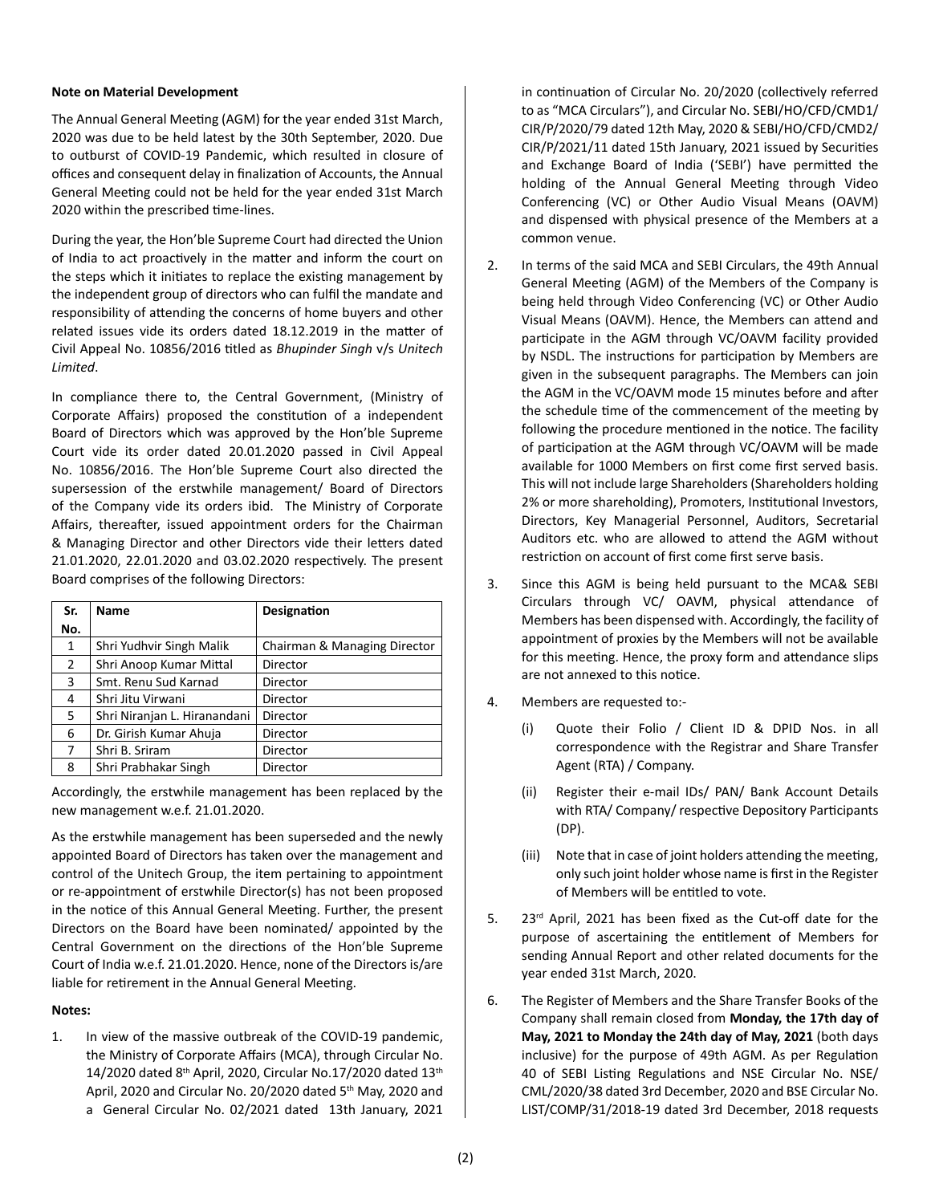**Note on Material Development**

The Annual General Meeting (AGM) for the year ended 31st March, 2020 was due to be held latest by the 30th September, 2020. Due to outburst of COVID-19 Pandemic, which resulted in closure of offices and consequent delay in finalization of Accounts, the Annual General Meeting could not be held for the year ended 31st March 2020 within the prescribed time-lines.

During the year, the Hon'ble Supreme Court had directed the Union of India to act proactively in the matter and inform the court on the steps which it initiates to replace the existing management by the independent group of directors who can fulfil the mandate and responsibility of attending the concerns of home buyers and other related issues vide its orders dated 18.12.2019 in the matter of Civil Appeal No. 10856/2016 titled as *Bhupinder Singh* v/s *Unitech Limited*.

In compliance there to, the Central Government, (Ministry of Corporate Affairs) proposed the constitution of a independent Board of Directors which was approved by the Hon'ble Supreme Court vide its order dated 20.01.2020 passed in Civil Appeal No. 10856/2016. The Hon'ble Supreme Court also directed the supersession of the erstwhile management/ Board of Directors of the Company vide its orders ibid. The Ministry of Corporate Affairs, thereafter, issued appointment orders for the Chairman & Managing Director and other Directors vide their letters dated 21.01.2020, 22.01.2020 and 03.02.2020 respectively. The present Board comprises of the following Directors:

| Sr. No. | Name | Designation |
|---|---|---|
| 1 | Shri Yudhvir Singh Malik | Chairman & Managing Director |
| 2 | Shri Anoop Kumar Mittal | Director |
| 3 | Smt. Renu Sud Karnad | Director |
| 4 | Shri Jitu Virwani | Director |
| 5 | Shri Niranjan L. Hiranandani | Director |
| 6 | Dr. Girish Kumar Ahuja | Director |
| 7 | Shri B. Sriram | Director |
| 8 | Shri Prabhakar Singh | Director |

Accordingly, the erstwhile management has been replaced by the new management w.e.f. 21.01.2020.

As the erstwhile management has been superseded and the newly appointed Board of Directors has taken over the management and control of the Unitech Group, the item pertaining to appointment or re-appointment of erstwhile Director(s) has not been proposed in the notice of this Annual General Meeting. Further, the present Directors on the Board have been nominated/ appointed by the Central Government on the directions of the Hon'ble Supreme Court of India w.e.f. 21.01.2020. Hence, none of the Directors is/are liable for retirement in the Annual General Meeting.

**Notes:**

1. In view of the massive outbreak of the COVID-19 pandemic, the Ministry of Corporate Affairs (MCA), through Circular No. 14/2020 dated 8th April, 2020, Circular No.17/2020 dated 13th April, 2020 and Circular No. 20/2020 dated 5th May, 2020 and a General Circular No. 02/2021 dated 13th January, 2021 in continuation of Circular No. 20/2020 (collectively referred to as "MCA Circulars"), and Circular No. SEBI/HO/CFD/CMD1/CIR/P/2020/79 dated 12th May, 2020 & SEBI/HO/CFD/CMD2/CIR/P/2021/11 dated 15th January, 2021 issued by Securities and Exchange Board of India ('SEBI') have permitted the holding of the Annual General Meeting through Video Conferencing (VC) or Other Audio Visual Means (OAVM) and dispensed with physical presence of the Members at a common venue.

2. In terms of the said MCA and SEBI Circulars, the 49th Annual General Meeting (AGM) of the Members of the Company is being held through Video Conferencing (VC) or Other Audio Visual Means (OAVM). Hence, the Members can attend and participate in the AGM through VC/OAVM facility provided by NSDL. The instructions for participation by Members are given in the subsequent paragraphs. The Members can join the AGM in the VC/OAVM mode 15 minutes before and after the schedule time of the commencement of the meeting by following the procedure mentioned in the notice. The facility of participation at the AGM through VC/OAVM will be made available for 1000 Members on first come first served basis. This will not include large Shareholders (Shareholders holding 2% or more shareholding), Promoters, Institutional Investors, Directors, Key Managerial Personnel, Auditors, Secretarial Auditors etc. who are allowed to attend the AGM without restriction on account of first come first serve basis.

3. Since this AGM is being held pursuant to the MCA& SEBI Circulars through VC/ OAVM, physical attendance of Members has been dispensed with. Accordingly, the facility of appointment of proxies by the Members will not be available for this meeting. Hence, the proxy form and attendance slips are not annexed to this notice.

4. Members are requested to:-

   (i) Quote their Folio / Client ID & DPID Nos. in all correspondence with the Registrar and Share Transfer Agent (RTA) / Company.

   (ii) Register their e-mail IDs/ PAN/ Bank Account Details with RTA/ Company/ respective Depository Participants (DP).

   (iii) Note that in case of joint holders attending the meeting, only such joint holder whose name is first in the Register of Members will be entitled to vote.

5. 23rd April, 2021 has been fixed as the Cut-off date for the purpose of ascertaining the entitlement of Members for sending Annual Report and other related documents for the year ended 31st March, 2020.

6. The Register of Members and the Share Transfer Books of the Company shall remain closed from **Monday, the 17th day of May, 2021 to Monday the 24th day of May, 2021** (both days inclusive) for the purpose of 49th AGM. As per Regulation 40 of SEBI Listing Regulations and NSE Circular No. NSE/CML/2020/38 dated 3rd December, 2020 and BSE Circular No. LIST/COMP/31/2018-19 dated 3rd December, 2018 requests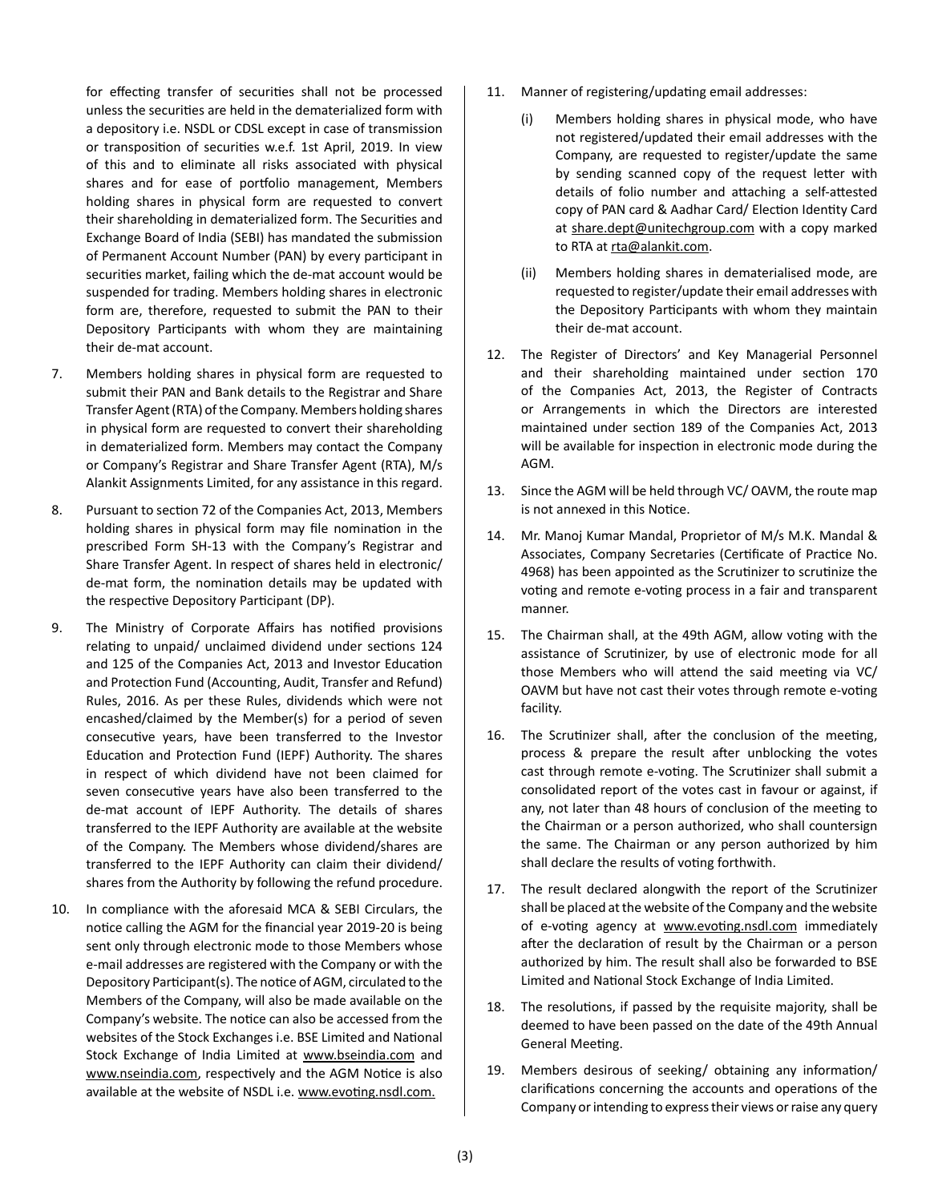for effecting transfer of securities shall not be processed unless the securities are held in the dematerialized form with a depository i.e. NSDL or CDSL except in case of transmission or transposition of securities w.e.f. 1st April, 2019. In view of this and to eliminate all risks associated with physical shares and for ease of portfolio management, Members holding shares in physical form are requested to convert their shareholding in dematerialized form. The Securities and Exchange Board of India (SEBI) has mandated the submission of Permanent Account Number (PAN) by every participant in securities market, failing which the de-mat account would be suspended for trading. Members holding shares in electronic form are, therefore, requested to submit the PAN to their Depository Participants with whom they are maintaining their de-mat account.

7. Members holding shares in physical form are requested to submit their PAN and Bank details to the Registrar and Share Transfer Agent (RTA) of the Company. Members holding shares in physical form are requested to convert their shareholding in dematerialized form. Members may contact the Company or Company's Registrar and Share Transfer Agent (RTA), M/s Alankit Assignments Limited, for any assistance in this regard.

8. Pursuant to section 72 of the Companies Act, 2013, Members holding shares in physical form may file nomination in the prescribed Form SH-13 with the Company's Registrar and Share Transfer Agent. In respect of shares held in electronic/ de-mat form, the nomination details may be updated with the respective Depository Participant (DP).

9. The Ministry of Corporate Affairs has notified provisions relating to unpaid/ unclaimed dividend under sections 124 and 125 of the Companies Act, 2013 and Investor Education and Protection Fund (Accounting, Audit, Transfer and Refund) Rules, 2016. As per these Rules, dividends which were not encashed/claimed by the Member(s) for a period of seven consecutive years, have been transferred to the Investor Education and Protection Fund (IEPF) Authority. The shares in respect of which dividend have not been claimed for seven consecutive years have also been transferred to the de-mat account of IEPF Authority. The details of shares transferred to the IEPF Authority are available at the website of the Company. The Members whose dividend/shares are transferred to the IEPF Authority can claim their dividend/ shares from the Authority by following the refund procedure.

10. In compliance with the aforesaid MCA & SEBI Circulars, the notice calling the AGM for the financial year 2019-20 is being sent only through electronic mode to those Members whose e-mail addresses are registered with the Company or with the Depository Participant(s). The notice of AGM, circulated to the Members of the Company, will also be made available on the Company's website. The notice can also be accessed from the websites of the Stock Exchanges i.e. BSE Limited and National Stock Exchange of India Limited at www.bseindia.com and www.nseindia.com, respectively and the AGM Notice is also available at the website of NSDL i.e. www.evoting.nsdl.com.

11. Manner of registering/updating email addresses:

    (i) Members holding shares in physical mode, who have not registered/updated their email addresses with the Company, are requested to register/update the same by sending scanned copy of the request letter with details of folio number and attaching a self-attested copy of PAN card & Aadhar Card/ Election Identity Card at share.dept@unitechgroup.com with a copy marked to RTA at rta@alankit.com.

    (ii) Members holding shares in dematerialised mode, are requested to register/update their email addresses with the Depository Participants with whom they maintain their de-mat account.

12. The Register of Directors' and Key Managerial Personnel and their shareholding maintained under section 170 of the Companies Act, 2013, the Register of Contracts or Arrangements in which the Directors are interested maintained under section 189 of the Companies Act, 2013 will be available for inspection in electronic mode during the AGM.

13. Since the AGM will be held through VC/ OAVM, the route map is not annexed in this Notice.

14. Mr. Manoj Kumar Mandal, Proprietor of M/s M.K. Mandal & Associates, Company Secretaries (Certificate of Practice No. 4968) has been appointed as the Scrutinizer to scrutinize the voting and remote e-voting process in a fair and transparent manner.

15. The Chairman shall, at the 49th AGM, allow voting with the assistance of Scrutinizer, by use of electronic mode for all those Members who will attend the said meeting via VC/ OAVM but have not cast their votes through remote e-voting facility.

16. The Scrutinizer shall, after the conclusion of the meeting, process & prepare the result after unblocking the votes cast through remote e-voting. The Scrutinizer shall submit a consolidated report of the votes cast in favour or against, if any, not later than 48 hours of conclusion of the meeting to the Chairman or a person authorized, who shall countersign the same. The Chairman or any person authorized by him shall declare the results of voting forthwith.

17. The result declared alongwith the report of the Scrutinizer shall be placed at the website of the Company and the website of e-voting agency at www.evoting.nsdl.com immediately after the declaration of result by the Chairman or a person authorized by him. The result shall also be forwarded to BSE Limited and National Stock Exchange of India Limited.

18. The resolutions, if passed by the requisite majority, shall be deemed to have been passed on the date of the 49th Annual General Meeting.

19. Members desirous of seeking/ obtaining any information/ clarifications concerning the accounts and operations of the Company or intending to express their views or raise any query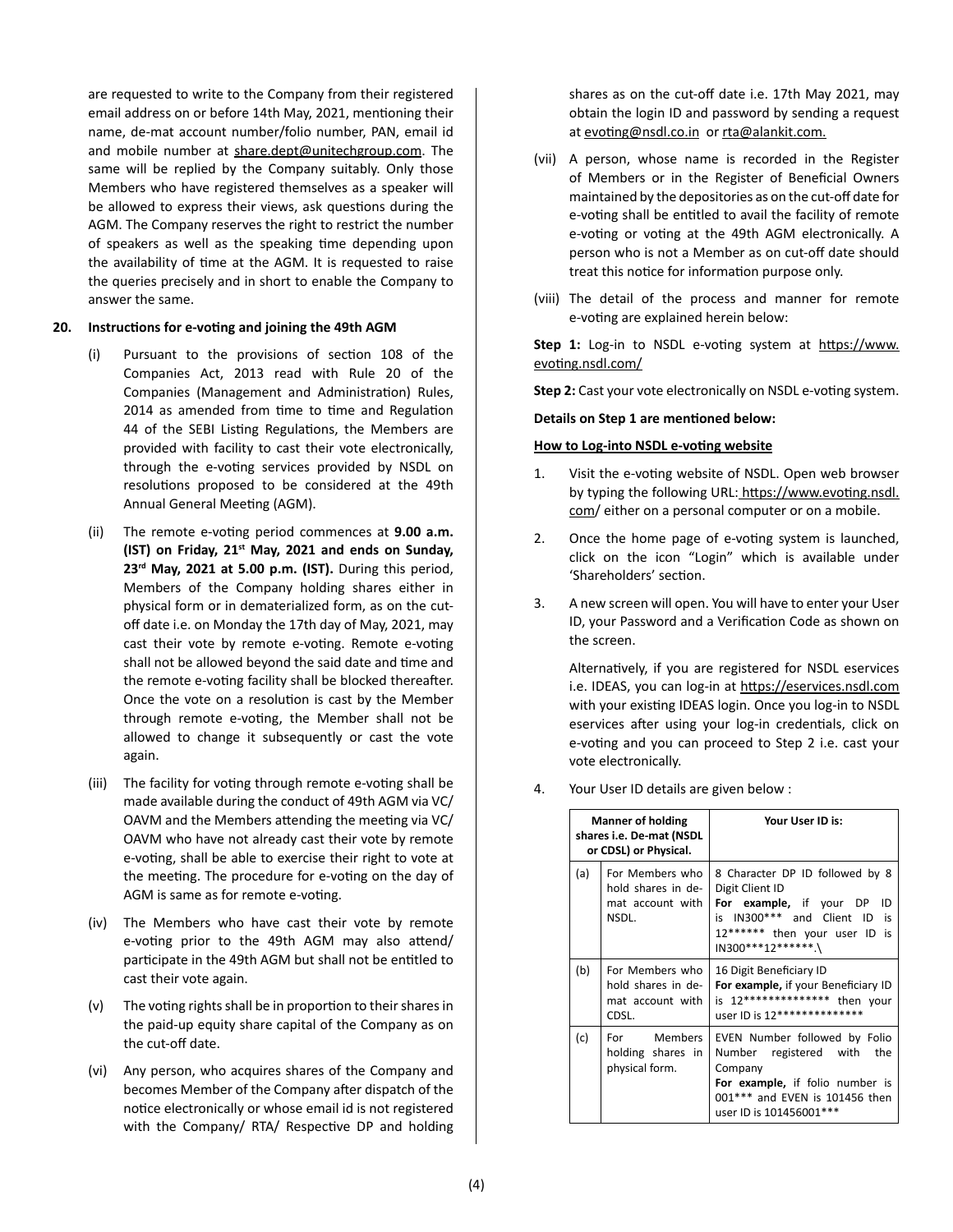are requested to write to the Company from their registered email address on or before 14th May, 2021, mentioning their name, de-mat account number/folio number, PAN, email id and mobile number at share.dept@unitechgroup.com. The same will be replied by the Company suitably. Only those Members who have registered themselves as a speaker will be allowed to express their views, ask questions during the AGM. The Company reserves the right to restrict the number of speakers as well as the speaking time depending upon the availability of time at the AGM. It is requested to raise the queries precisely and in short to enable the Company to answer the same.

**20. Instructions for e-voting and joining the 49th AGM**

(i) Pursuant to the provisions of section 108 of the Companies Act, 2013 read with Rule 20 of the Companies (Management and Administration) Rules, 2014 as amended from time to time and Regulation 44 of the SEBI Listing Regulations, the Members are provided with facility to cast their vote electronically, through the e-voting services provided by NSDL on resolutions proposed to be considered at the 49th Annual General Meeting (AGM).

(ii) The remote e-voting period commences at **9.00 a.m. (IST) on Friday, 21st May, 2021 and ends on Sunday, 23rd May, 2021 at 5.00 p.m. (IST).** During this period, Members of the Company holding shares either in physical form or in dematerialized form, as on the cut-off date i.e. on Monday the 17th day of May, 2021, may cast their vote by remote e-voting. Remote e-voting shall not be allowed beyond the said date and time and the remote e-voting facility shall be blocked thereafter. Once the vote on a resolution is cast by the Member through remote e-voting, the Member shall not be allowed to change it subsequently or cast the vote again.

(iii) The facility for voting through remote e-voting shall be made available during the conduct of 49th AGM via VC/ OAVM and the Members attending the meeting via VC/ OAVM who have not already cast their vote by remote e-voting, shall be able to exercise their right to vote at the meeting. The procedure for e-voting on the day of AGM is same as for remote e-voting.

(iv) The Members who have cast their vote by remote e-voting prior to the 49th AGM may also attend/ participate in the 49th AGM but shall not be entitled to cast their vote again.

(v) The voting rights shall be in proportion to their shares in the paid-up equity share capital of the Company as on the cut-off date.

(vi) Any person, who acquires shares of the Company and becomes Member of the Company after dispatch of the notice electronically or whose email id is not registered with the Company/ RTA/ Respective DP and holding shares as on the cut-off date i.e. 17th May 2021, may obtain the login ID and password by sending a request at evoting@nsdl.co.in or rta@alankit.com.

(vii) A person, whose name is recorded in the Register of Members or in the Register of Beneficial Owners maintained by the depositories as on the cut-off date for e-voting shall be entitled to avail the facility of remote e-voting or voting at the 49th AGM electronically. A person who is not a Member as on cut-off date should treat this notice for information purpose only.

(viii) The detail of the process and manner for remote e-voting are explained herein below:

**Step 1:** Log-in to NSDL e-voting system at https://www.evoting.nsdl.com/

**Step 2:** Cast your vote electronically on NSDL e-voting system.

**Details on Step 1 are mentioned below:**

**How to Log-into NSDL e-voting website**

1. Visit the e-voting website of NSDL. Open web browser by typing the following URL: https://www.evoting.nsdl.com/ either on a personal computer or on a mobile.

2. Once the home page of e-voting system is launched, click on the icon "Login" which is available under 'Shareholders' section.

3. A new screen will open. You will have to enter your User ID, your Password and a Verification Code as shown on the screen.

   Alternatively, if you are registered for NSDL eservices i.e. IDEAS, you can log-in at https://eservices.nsdl.com with your existing IDEAS login. Once you log-in to NSDL eservices after using your log-in credentials, click on e-voting and you can proceed to Step 2 i.e. cast your vote electronically.

4. Your User ID details are given below :

| Manner of holding shares i.e. De-mat (NSDL or CDSL) or Physical. | | Your User ID is: |
|---|---|---|
| (a) | For Members who hold shares in de-mat account with NSDL. | 8 Character DP ID followed by 8 Digit Client ID **For example,** if your DP ID is IN300*** and Client ID is 12****** then your user ID is IN300***12******.\ |
| (b) | For Members who hold shares in de-mat account with CDSL. | 16 Digit Beneficiary ID **For example,** if your Beneficiary ID is 12************** then your user ID is 12************** |
| (c) | For Members holding shares in physical form. | EVEN Number followed by Folio Number registered with the Company **For example,** if folio number is 001*** and EVEN is 101456 then user ID is 101456001*** |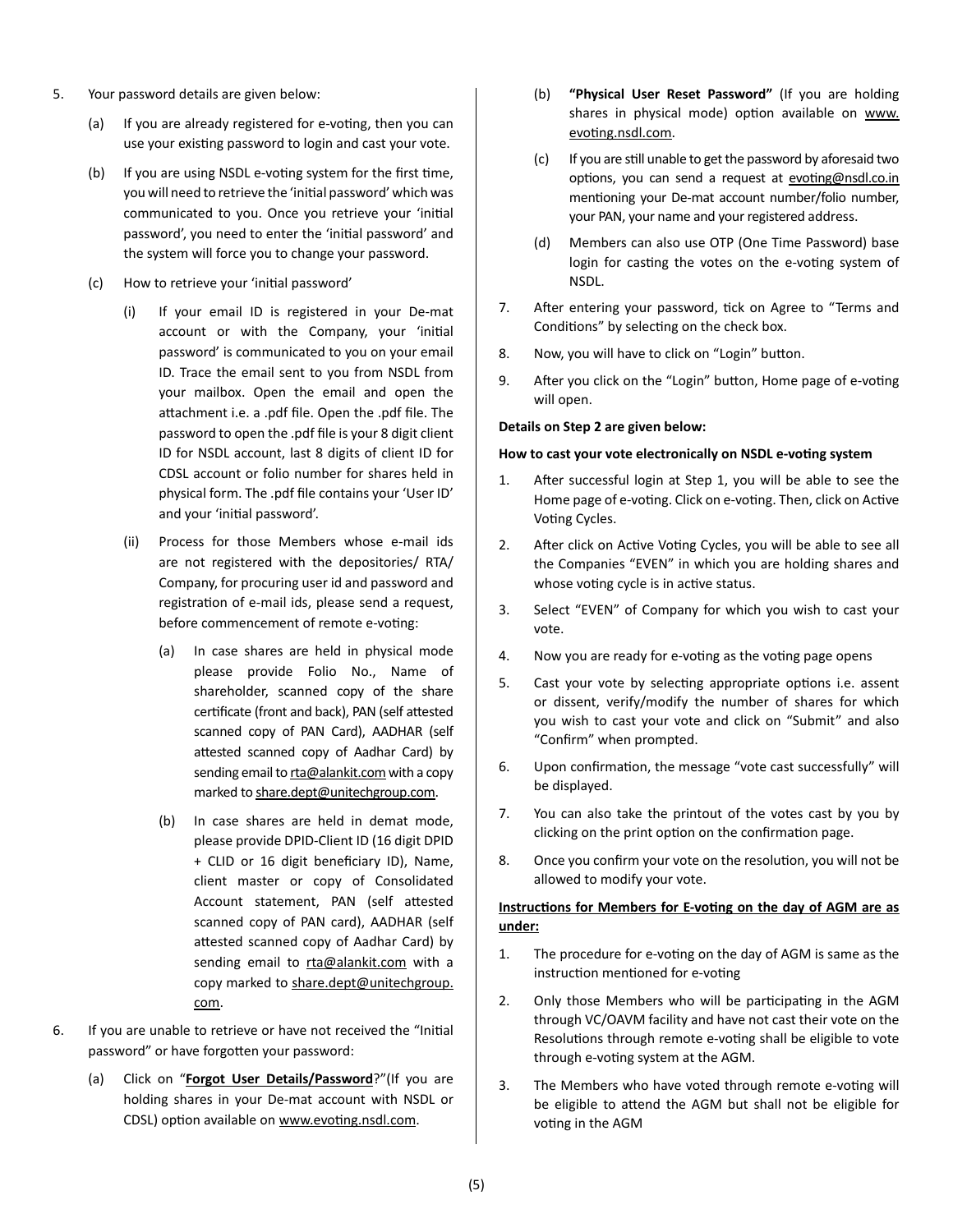5. Your password details are given below:

   (a) If you are already registered for e-voting, then you can use your existing password to login and cast your vote.

   (b) If you are using NSDL e-voting system for the first time, you will need to retrieve the 'initial password' which was communicated to you. Once you retrieve your 'initial password', you need to enter the 'initial password' and the system will force you to change your password.

   (c) How to retrieve your 'initial password'

      (i) If your email ID is registered in your De-mat account or with the Company, your 'initial password' is communicated to you on your email ID. Trace the email sent to you from NSDL from your mailbox. Open the email and open the attachment i.e. a .pdf file. Open the .pdf file. The password to open the .pdf file is your 8 digit client ID for NSDL account, last 8 digits of client ID for CDSL account or folio number for shares held in physical form. The .pdf file contains your 'User ID' and your 'initial password'.

      (ii) Process for those Members whose e-mail ids are not registered with the depositories/ RTA/ Company, for procuring user id and password and registration of e-mail ids, please send a request, before commencement of remote e-voting:

         (a) In case shares are held in physical mode please provide Folio No., Name of shareholder, scanned copy of the share certificate (front and back), PAN (self attested scanned copy of PAN Card), AADHAR (self attested scanned copy of Aadhar Card) by sending email to rta@alankit.com with a copy marked to share.dept@unitechgroup.com.

         (b) In case shares are held in demat mode, please provide DPID-Client ID (16 digit DPID + CLID or 16 digit beneficiary ID), Name, client master or copy of Consolidated Account statement, PAN (self attested scanned copy of PAN card), AADHAR (self attested scanned copy of Aadhar Card) by sending email to rta@alankit.com with a copy marked to share.dept@unitechgroup.com.

6. If you are unable to retrieve or have not received the "Initial password" or have forgotten your password:

   (a) Click on "**Forgot User Details/Password**?"(If you are holding shares in your De-mat account with NSDL or CDSL) option available on www.evoting.nsdl.com.

   (b) **"Physical User Reset Password"** (If you are holding shares in physical mode) option available on www.evoting.nsdl.com.

   (c) If you are still unable to get the password by aforesaid two options, you can send a request at evoting@nsdl.co.in mentioning your De-mat account number/folio number, your PAN, your name and your registered address.

   (d) Members can also use OTP (One Time Password) base login for casting the votes on the e-voting system of NSDL.

7. After entering your password, tick on Agree to "Terms and Conditions" by selecting on the check box.

8. Now, you will have to click on "Login" button.

9. After you click on the "Login" button, Home page of e-voting will open.

**Details on Step 2 are given below:**

**How to cast your vote electronically on NSDL e-voting system**

1. After successful login at Step 1, you will be able to see the Home page of e-voting. Click on e-voting. Then, click on Active Voting Cycles.

2. After click on Active Voting Cycles, you will be able to see all the Companies "EVEN" in which you are holding shares and whose voting cycle is in active status.

3. Select "EVEN" of Company for which you wish to cast your vote.

4. Now you are ready for e-voting as the voting page opens

5. Cast your vote by selecting appropriate options i.e. assent or dissent, verify/modify the number of shares for which you wish to cast your vote and click on "Submit" and also "Confirm" when prompted.

6. Upon confirmation, the message "vote cast successfully" will be displayed.

7. You can also take the printout of the votes cast by you by clicking on the print option on the confirmation page.

8. Once you confirm your vote on the resolution, you will not be allowed to modify your vote.

**Instructions for Members for E-voting on the day of AGM are as under:**

1. The procedure for e-voting on the day of AGM is same as the instruction mentioned for e-voting

2. Only those Members who will be participating in the AGM through VC/OAVM facility and have not cast their vote on the Resolutions through remote e-voting shall be eligible to vote through e-voting system at the AGM.

3. The Members who have voted through remote e-voting will be eligible to attend the AGM but shall not be eligible for voting in the AGM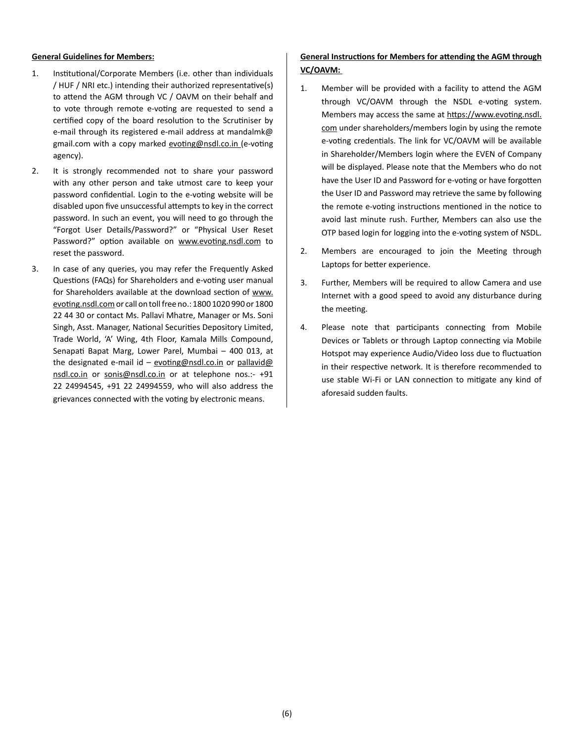**General Guidelines for Members:**

1. Institutional/Corporate Members (i.e. other than individuals / HUF / NRI etc.) intending their authorized representative(s) to attend the AGM through VC / OAVM on their behalf and to vote through remote e-voting are requested to send a certified copy of the board resolution to the Scrutiniser by e-mail through its registered e-mail address at mandalmk@gmail.com with a copy marked evoting@nsdl.co.in (e-voting agency).

2. It is strongly recommended not to share your password with any other person and take utmost care to keep your password confidential. Login to the e-voting website will be disabled upon five unsuccessful attempts to key in the correct password. In such an event, you will need to go through the "Forgot User Details/Password?" or "Physical User Reset Password?" option available on www.evoting.nsdl.com to reset the password.

3. In case of any queries, you may refer the Frequently Asked Questions (FAQs) for Shareholders and e-voting user manual for Shareholders available at the download section of www.evoting.nsdl.com or call on toll free no.: 1800 1020 990 or 1800 22 44 30 or contact Ms. Pallavi Mhatre, Manager or Ms. Soni Singh, Asst. Manager, National Securities Depository Limited, Trade World, 'A' Wing, 4th Floor, Kamala Mills Compound, Senapati Bapat Marg, Lower Parel, Mumbai – 400 013, at the designated e-mail id – evoting@nsdl.co.in or pallavid@nsdl.co.in or sonis@nsdl.co.in or at telephone nos.:- +91 22 24994545, +91 22 24994559, who will also address the grievances connected with the voting by electronic means.

**General Instructions for Members for attending the AGM through VC/OAVM:**

1. Member will be provided with a facility to attend the AGM through VC/OAVM through the NSDL e-voting system. Members may access the same at https://www.evoting.nsdl.com under shareholders/members login by using the remote e-voting credentials. The link for VC/OAVM will be available in Shareholder/Members login where the EVEN of Company will be displayed. Please note that the Members who do not have the User ID and Password for e-voting or have forgotten the User ID and Password may retrieve the same by following the remote e-voting instructions mentioned in the notice to avoid last minute rush. Further, Members can also use the OTP based login for logging into the e-voting system of NSDL.

2. Members are encouraged to join the Meeting through Laptops for better experience.

3. Further, Members will be required to allow Camera and use Internet with a good speed to avoid any disturbance during the meeting.

4. Please note that participants connecting from Mobile Devices or Tablets or through Laptop connecting via Mobile Hotspot may experience Audio/Video loss due to fluctuation in their respective network. It is therefore recommended to use stable Wi-Fi or LAN connection to mitigate any kind of aforesaid sudden faults.